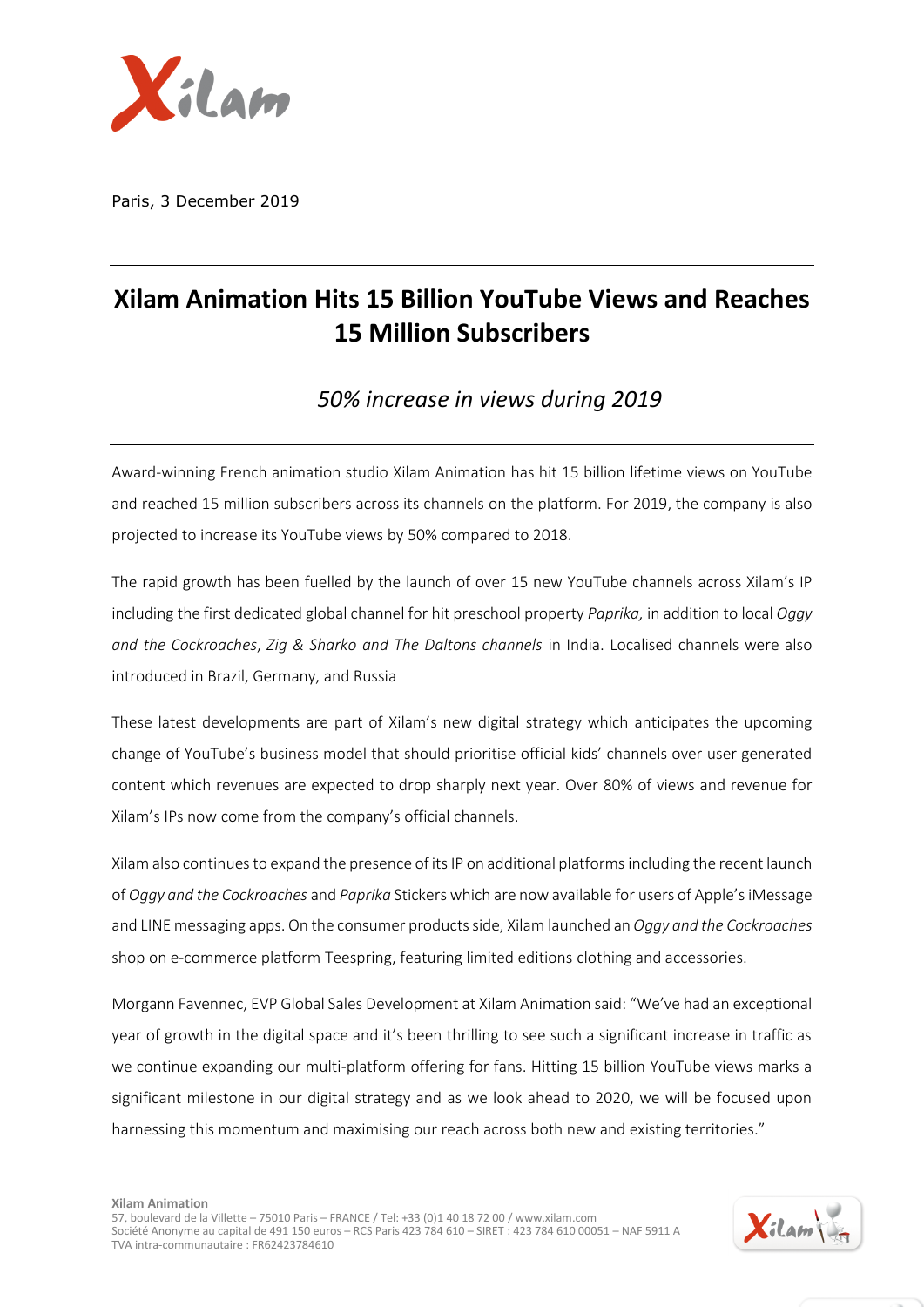Paris, 3 December 2019

# Xilam Animation Hits 15 Billion YouTube Views and Reaches 15 Million Subscribers

## *50% increase in views during 2019*

Award-winning French animation studio Xilam Animation has hit 15 billion lifetime views on YouTube and reached 15 million subscribers across its channels on the platform. For 2019, the company is also projected to increase its YouTube views by 50% compared to 2018.

The rapid growth has been fuelled by the launch of over 15 new YouTube channels across Xilam's IP including the first dedicated global channel for hit preschool property *Paprika,* in addition to local *Oggy and the Cockroaches*, *Zig & Sharko and The Daltons channels* in India. Localised channels were also introduced in Brazil, Germany, and Russia

These latest developments are part of Xilam's new digital strategy which anticipates the upcoming change of YouTube's business model that should prioritise official kids' channels over user generated content which revenues are expected to drop sharply next year. Over 80% of views and revenue for Xilam's IPs now come from the company's official channels.

Xilam also continues to expand the presence of its IP on additional platforms including the recent launch of *Oggy and the Cockroaches* and *Paprika* Stickers which are now available for users of Apple's iMessage and LINE messaging apps. On the consumer products side, Xilam launched an *Oggy and the Cockroaches* shop on e-commerce platform Teespring, featuring limited editions clothing and accessories.

Morgann Favennec, EVP Global Sales Development at Xilam Animation said: "We've had an exceptional year of growth in the digital space and it's been thrilling to see such a significant increase in traffic as we continue expanding our multi-platform offering for fans. Hitting 15 billion YouTube views marks a significant milestone in our digital strategy and as we look ahead to 2020, we will be focused upon harnessing this momentum and maximising our reach across both new and existing territories."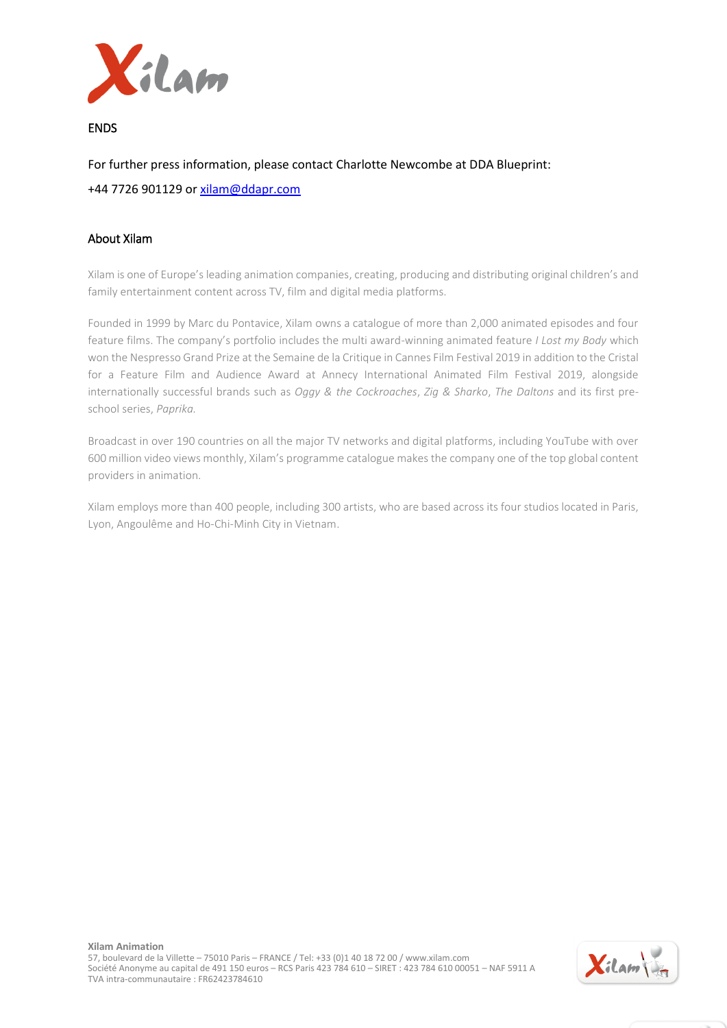ENDS

For further press information, please contact Charlotte Newcombe at DDA Blueprint:

+44 7726 901129 or xilam@ddapr.com

## About Xilam

Xilam is one of Europe's leading animation companies, creating, producing and distributing original children's and family entertainment content across TV, film and digital media platforms.

Founded in 1999 by Marc du Pontavice, Xilam owns a catalogue of more than 2,000 animated episodes and four feature films. The company's portfolio includes the multi award-winning animated feature *I Lost my Body* which won the Nespresso Grand Prize at the Semaine de la Critique in Cannes Film Festival 2019 in addition to the Cristal for a Feature Film and Audience Award at Annecy International Animated Film Festival 2019, alongside internationally successful brands such as *Oggy & the Cockroaches*, *Zig & Sharko*, *The Daltons* and its first pre-school series, *Paprika*.

Broadcast in over 190 countries on all the major TV networks and digital platforms, including YouTube with over 600 million video views monthly, Xilam's programme catalogue makes the company one of the top global content providers in animation.

Xilam employs more than 400 people, including 300 artists, who are based across its four studios located in Paris, Lyon, Angoulême and Ho-Chi-Minh City in Vietnam.

**Xilam Animation**
57, boulevard de la Villette – 75010 Paris – FRANCE / Tel: +33 (0)1 40 18 72 00 / www.xilam.com
Société Anonyme au capital de 491 150 euros – RCS Paris 423 784 610 – SIRET : 423 784 610 00051 – NAF 5911 A
TVA intra-communautaire : FR62423784610